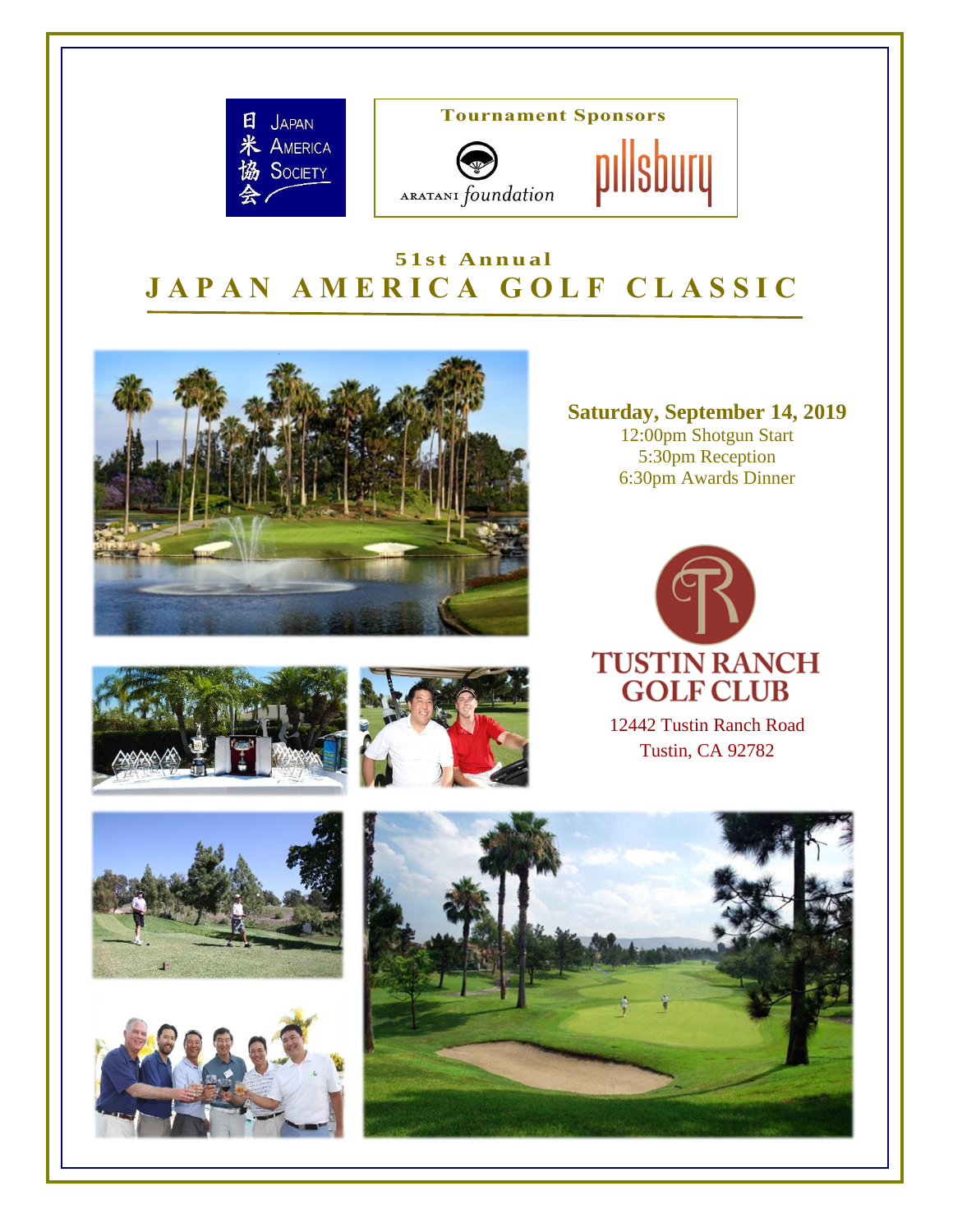日米協会 Japan America Society

**Tournament Sponsors**

Aratani foundation

pillsbury

## 51st Annual
# JAPAN AMERICA GOLF CLASSIC

**Saturday, September 14, 2019**

12:00pm Shotgun Start
5:30pm Reception
6:30pm Awards Dinner

**TUSTIN RANCH GOLF CLUB**

12442 Tustin Ranch Road
Tustin, CA 92782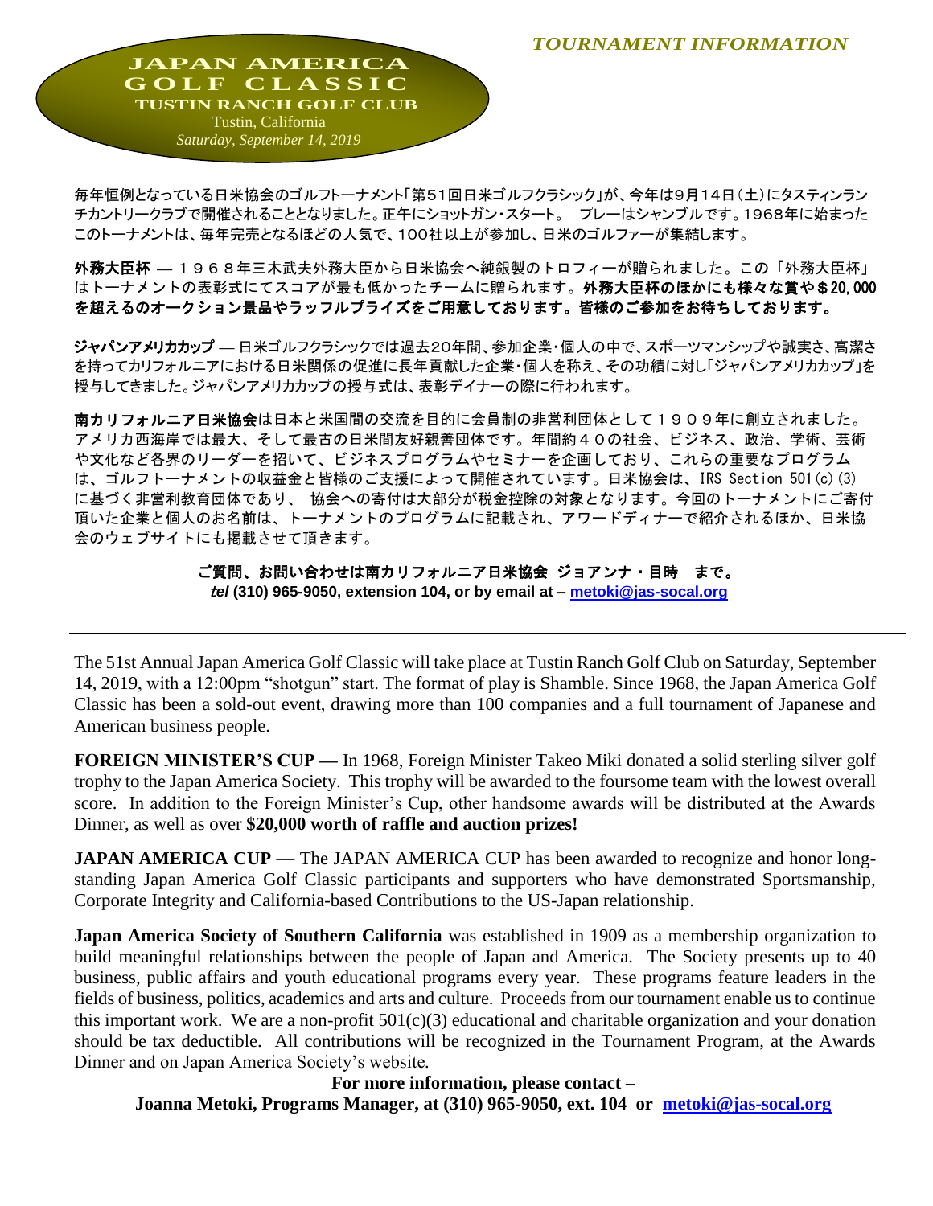*TOURNAMENT INFORMATION*

# JAPAN AMERICA GOLF CLASSIC

**TUSTIN RANCH GOLF CLUB**

Tustin, California

*Saturday, September 14, 2019*

毎年恒例となっている日米協会のゴルフトーナメント「第51回日米ゴルフクラシック」が、今年は9月14日（土）にタスティンランチカントリークラブで開催されることとなりました。正午にショットガン・スタート。 プレーはシャンブルです。1968年に始まったこのトーナメントは、毎年完売となるほどの人気で、100社以上が参加し、日米のゴルファーが集結します。

**外務大臣杯** — １９６８年三木武夫外務大臣から日米協会へ純銀製のトロフィーが贈られました。この「外務大臣杯」はトーナメントの表彰式にてスコアが最も低かったチームに贈られます。**外務大臣杯のほかにも様々な賞や＄20,000を超えるのオークション景品やラッフルプライズをご用意しております。皆様のご参加をお待ちしております。**

**ジャパンアメリカカップ** — 日米ゴルフクラシックでは過去20年間、参加企業・個人の中で、スポーツマンシップや誠実さ、高潔さを持ってカリフォルニアにおける日米関係の促進に長年貢献した企業・個人を称え、その功績に対し「ジャパンアメリカカップ」を授与してきました。ジャパンアメリカカップの授与式は、表彰デイナーの際に行われます。

**南カリフォルニア日米協会**は日本と米国間の交流を目的に会員制の非営利団体として１９０９年に創立されました。アメリカ西海岸では最大、そして最古の日米間友好親善団体です。年間約４０の社会、ビジネス、政治、学術、芸術や文化など各界のリーダーを招いて、ビジネスプログラムやセミナーを企画しており、これらの重要なプログラムは、ゴルフトーナメントの収益金と皆様のご支援によって開催されています。日米協会は、IRS Section 501(c)(3)に基づく非営利教育団体であり、 協会への寄付は大部分が税金控除の対象となります。今回のトーナメントにご寄付頂いた企業と個人のお名前は、トーナメントのプログラムに記載され、アワードディナーで紹介されるほか、日米協会のウェブサイトにも掲載させて頂きます。

**ご質問、お問い合わせは南カリフォルニア日米協会 ジョアンナ・目時　まで。**
***tel*** **(310) 965-9050, extension 104, or by email at – metoki@jas-socal.org**

---

The 51st Annual Japan America Golf Classic will take place at Tustin Ranch Golf Club on Saturday, September 14, 2019, with a 12:00pm "shotgun" start. The format of play is Shamble. Since 1968, the Japan America Golf Classic has been a sold-out event, drawing more than 100 companies and a full tournament of Japanese and American business people.

**FOREIGN MINISTER'S CUP —** In 1968, Foreign Minister Takeo Miki donated a solid sterling silver golf trophy to the Japan America Society. This trophy will be awarded to the foursome team with the lowest overall score. In addition to the Foreign Minister's Cup, other handsome awards will be distributed at the Awards Dinner, as well as over **$20,000 worth of raffle and auction prizes!**

**JAPAN AMERICA CUP** — The JAPAN AMERICA CUP has been awarded to recognize and honor long-standing Japan America Golf Classic participants and supporters who have demonstrated Sportsmanship, Corporate Integrity and California-based Contributions to the US-Japan relationship.

**Japan America Society of Southern California** was established in 1909 as a membership organization to build meaningful relationships between the people of Japan and America. The Society presents up to 40 business, public affairs and youth educational programs every year. These programs feature leaders in the fields of business, politics, academics and arts and culture. Proceeds from our tournament enable us to continue this important work. We are a non-profit 501(c)(3) educational and charitable organization and your donation should be tax deductible. All contributions will be recognized in the Tournament Program, at the Awards Dinner and on Japan America Society's website.

**For more information, please contact –**
**Joanna Metoki, Programs Manager, at (310) 965-9050, ext. 104 or metoki@jas-socal.org**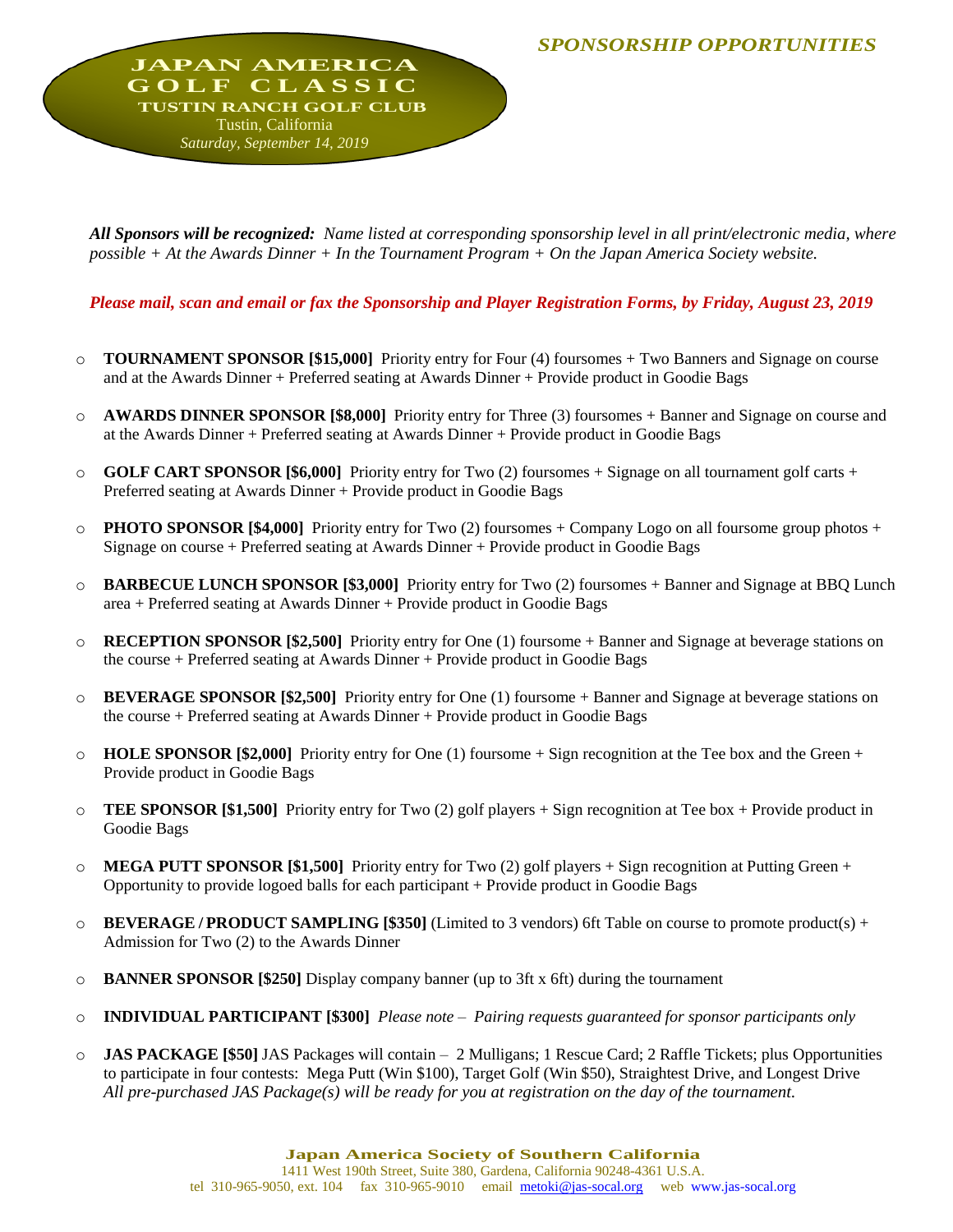*SPONSORSHIP OPPORTUNITIES*

# JAPAN AMERICA GOLF CLASSIC

**TUSTIN RANCH GOLF CLUB**

Tustin, California

*Saturday, September 14, 2019*

***All Sponsors will be recognized:*** *Name listed at corresponding sponsorship level in all print/electronic media, where possible + At the Awards Dinner + In the Tournament Program + On the Japan America Society website.*

***Please mail, scan and email or fax the Sponsorship and Player Registration Forms, by Friday, August 23, 2019***

- **TOURNAMENT SPONSOR [$15,000]** Priority entry for Four (4) foursomes + Two Banners and Signage on course and at the Awards Dinner + Preferred seating at Awards Dinner + Provide product in Goodie Bags
- **AWARDS DINNER SPONSOR [$8,000]** Priority entry for Three (3) foursomes + Banner and Signage on course and at the Awards Dinner + Preferred seating at Awards Dinner + Provide product in Goodie Bags
- **GOLF CART SPONSOR [$6,000]** Priority entry for Two (2) foursomes + Signage on all tournament golf carts + Preferred seating at Awards Dinner + Provide product in Goodie Bags
- **PHOTO SPONSOR [$4,000]** Priority entry for Two (2) foursomes + Company Logo on all foursome group photos + Signage on course + Preferred seating at Awards Dinner + Provide product in Goodie Bags
- **BARBECUE LUNCH SPONSOR [$3,000]** Priority entry for Two (2) foursomes + Banner and Signage at BBQ Lunch area + Preferred seating at Awards Dinner + Provide product in Goodie Bags
- **RECEPTION SPONSOR [$2,500]** Priority entry for One (1) foursome + Banner and Signage at beverage stations on the course + Preferred seating at Awards Dinner + Provide product in Goodie Bags
- **BEVERAGE SPONSOR [$2,500]** Priority entry for One (1) foursome + Banner and Signage at beverage stations on the course + Preferred seating at Awards Dinner + Provide product in Goodie Bags
- **HOLE SPONSOR [$2,000]** Priority entry for One (1) foursome + Sign recognition at the Tee box and the Green + Provide product in Goodie Bags
- **TEE SPONSOR [$1,500]** Priority entry for Two (2) golf players + Sign recognition at Tee box + Provide product in Goodie Bags
- **MEGA PUTT SPONSOR [$1,500]** Priority entry for Two (2) golf players + Sign recognition at Putting Green + Opportunity to provide logoed balls for each participant + Provide product in Goodie Bags
- **BEVERAGE / PRODUCT SAMPLING [$350]** (Limited to 3 vendors) 6ft Table on course to promote product(s) + Admission for Two (2) to the Awards Dinner
- **BANNER SPONSOR [$250]** Display company banner (up to 3ft x 6ft) during the tournament
- **INDIVIDUAL PARTICIPANT [$300]** *Please note – Pairing requests guaranteed for sponsor participants only*
- **JAS PACKAGE [$50]** JAS Packages will contain – 2 Mulligans; 1 Rescue Card; 2 Raffle Tickets; plus Opportunities to participate in four contests: Mega Putt (Win $100), Target Golf (Win $50), Straightest Drive, and Longest Drive
  *All pre-purchased JAS Package(s) will be ready for you at registration on the day of the tournament.*

**Japan America Society of Southern California**
1411 West 190th Street, Suite 380, Gardena, California 90248-4361 U.S.A.
tel 310-965-9050, ext. 104 fax 310-965-9010 email metoki@jas-socal.org web www.jas-socal.org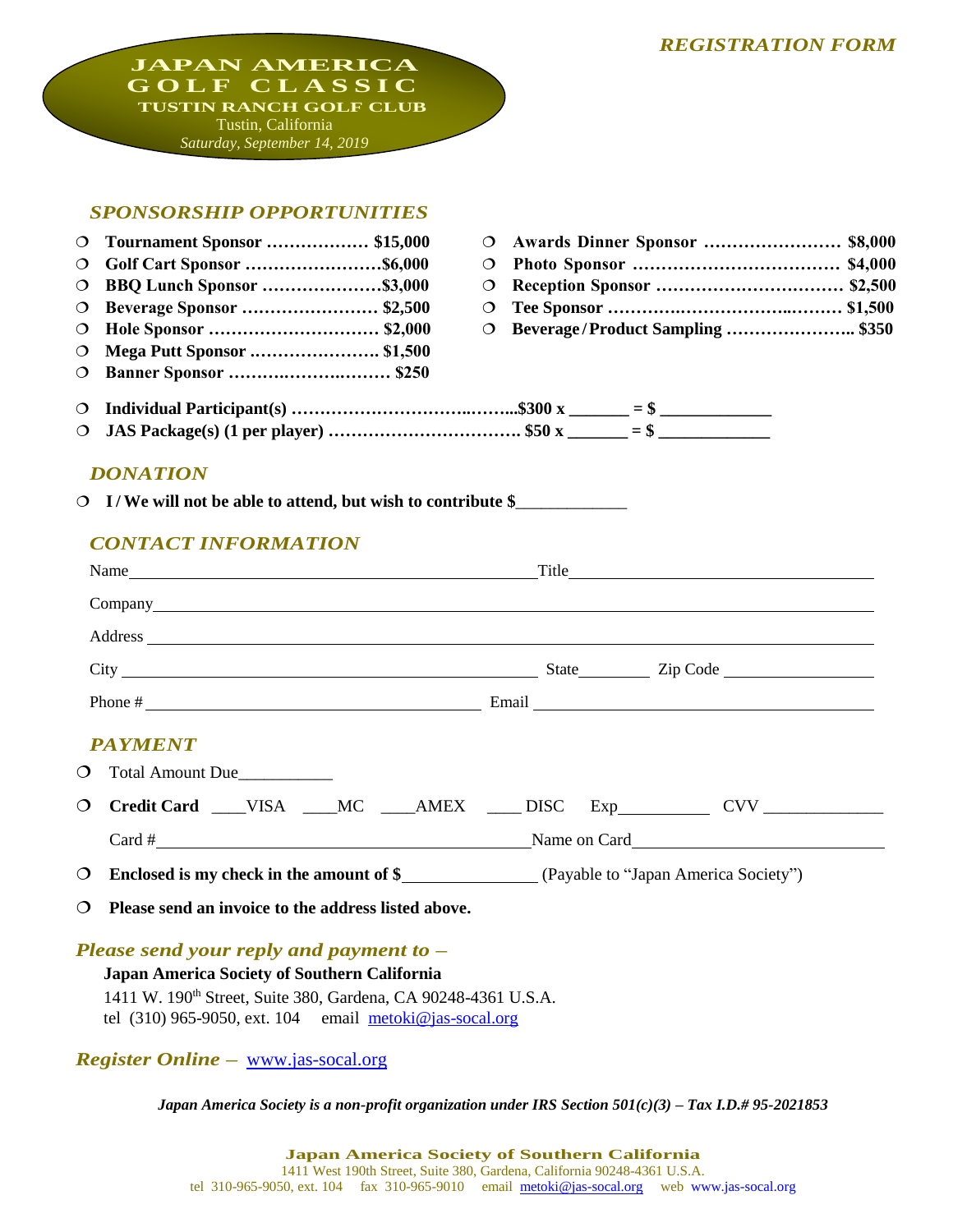*REGISTRATION FORM*

# JAPAN AMERICA GOLF CLASSIC

**TUSTIN RANCH GOLF CLUB**
Tustin, California
*Saturday, September 14, 2019*

## *SPONSORSHIP OPPORTUNITIES*

- ❍ **Tournament Sponsor ……………… $15,000**
- ❍ **Golf Cart Sponsor ……………………$6,000**
- ❍ **BBQ Lunch Sponsor …………………$3,000**
- ❍ **Beverage Sponsor …………………… $2,500**
- ❍ **Hole Sponsor ………………………… $2,000**
- ❍ **Mega Putt Sponsor …………………. $1,500**
- ❍ **Banner Sponsor ……….…………..……. $250**
- ❍ **Awards Dinner Sponsor …………………… $8,000**
- ❍ **Photo Sponsor ……………………………… $4,000**
- ❍ **Reception Sponsor …………………………… $2,500**
- ❍ **Tee Sponsor ……….…………………..……… $1,500**
- ❍ **Beverage / Product Sampling ………………….. $350**

- ❍ **Individual Participant(s) ……………………………..……...$300 x _______ = $ _____________**
- ❍ **JAS Package(s) (1 per player) ……………………………. $50 x _______ = $ _____________**

## *DONATION*

- ❍ **I / We will not be able to attend, but wish to contribute $**_____________

## *CONTACT INFORMATION*

Name_______________________________________________ Title_______________________________

Company___________________________________________________________________________

Address ____________________________________________________________________________

City _______________________________________________ State________ Zip Code ______________

Phone # ____________________________________ Email ______________________________________

## *PAYMENT*

- ❍ Total Amount Due___________
- ❍ **Credit Card** ____VISA ____MC ____AMEX ____ DISC Exp__________ CVV _____________

  Card #_____________________________________________ Name on Card____________________________

- ❍ **Enclosed is my check in the amount of $**_______________ (Payable to "Japan America Society")
- ❍ **Please send an invoice to the address listed above.**

### *Please send your reply and payment to –*

**Japan America Society of Southern California**
1411 W. 190th Street, Suite 380, Gardena, CA 90248-4361 U.S.A.
tel (310) 965-9050, ext. 104 email metoki@jas-socal.org

### *Register Online –* www.jas-socal.org

***Japan America Society is a non-profit organization under IRS Section 501(c)(3) – Tax I.D.# 95-2021853***

**Japan America Society of Southern California**
1411 West 190th Street, Suite 380, Gardena, California 90248-4361 U.S.A.
tel 310-965-9050, ext. 104 fax 310-965-9010 email metoki@jas-socal.org web www.jas-socal.org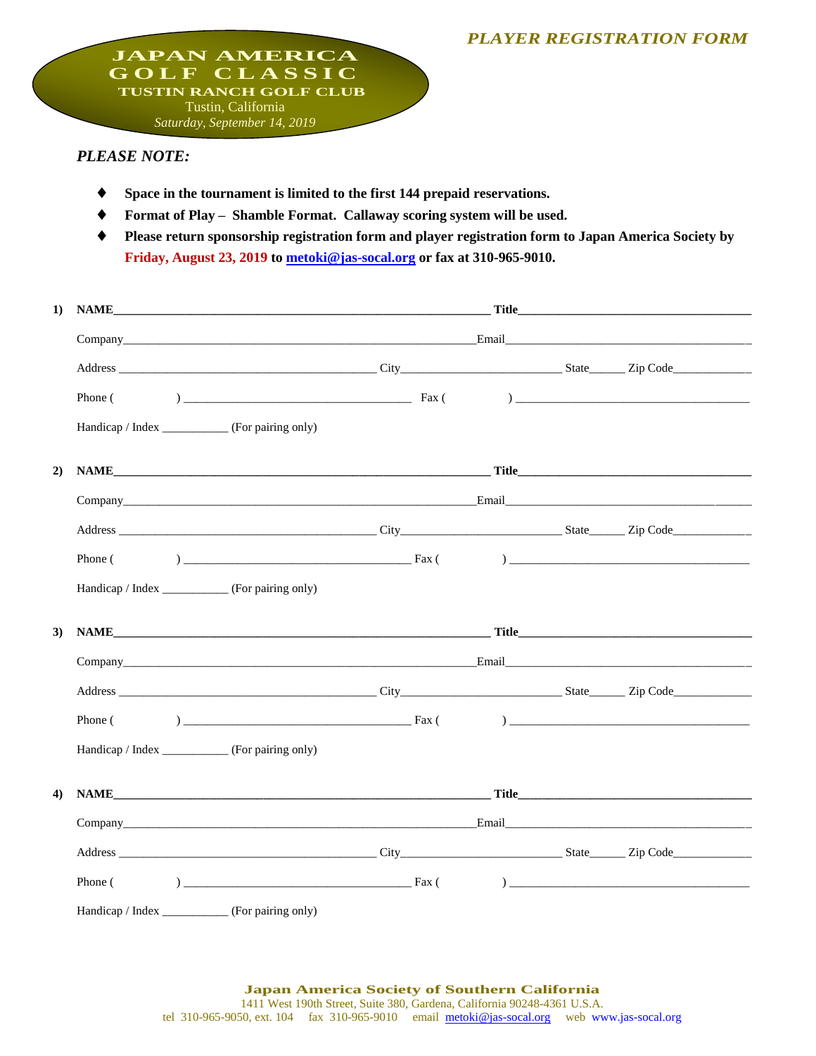# JAPAN AMERICA GOLF CLASSIC

**TUSTIN RANCH GOLF CLUB**

Tustin, California

*Saturday, September 14, 2019*

***PLAYER REGISTRATION FORM***

***PLEASE NOTE:***

- **Space in the tournament is limited to the first 144 prepaid reservations.**
- **Format of Play – Shamble Format. Callaway scoring system will be used.**
- **Please return sponsorship registration form and player registration form to Japan America Society by Friday, August 23, 2019 to metoki@jas-socal.org or fax at 310-965-9010.**

**1)** **NAME**______________________________ **Title**______________________________

Company______________________________Email______________________________

Address ______________________________ City______________________ State______ Zip Code____________

Phone (          ) ______________________________ Fax (          ) ______________________________

Handicap / Index __________ (For pairing only)

**2)** **NAME**______________________________ **Title**______________________________

Company______________________________Email______________________________

Address ______________________________ City______________________ State______ Zip Code____________

Phone (          ) ______________________________ Fax (          ) ______________________________

Handicap / Index __________ (For pairing only)

**3)** **NAME**______________________________ **Title**______________________________

Company______________________________Email______________________________

Address ______________________________ City______________________ State______ Zip Code____________

Phone (          ) ______________________________ Fax (          ) ______________________________

Handicap / Index __________ (For pairing only)

**4)** **NAME**______________________________ **Title**______________________________

Company______________________________Email______________________________

Address ______________________________ City______________________ State______ Zip Code____________

Phone (          ) ______________________________ Fax (          ) ______________________________

Handicap / Index __________ (For pairing only)

**Japan America Society of Southern California**

1411 West 190th Street, Suite 380, Gardena, California 90248-4361 U.S.A.

tel 310-965-9050, ext. 104    fax 310-965-9010    email metoki@jas-socal.org    web www.jas-socal.org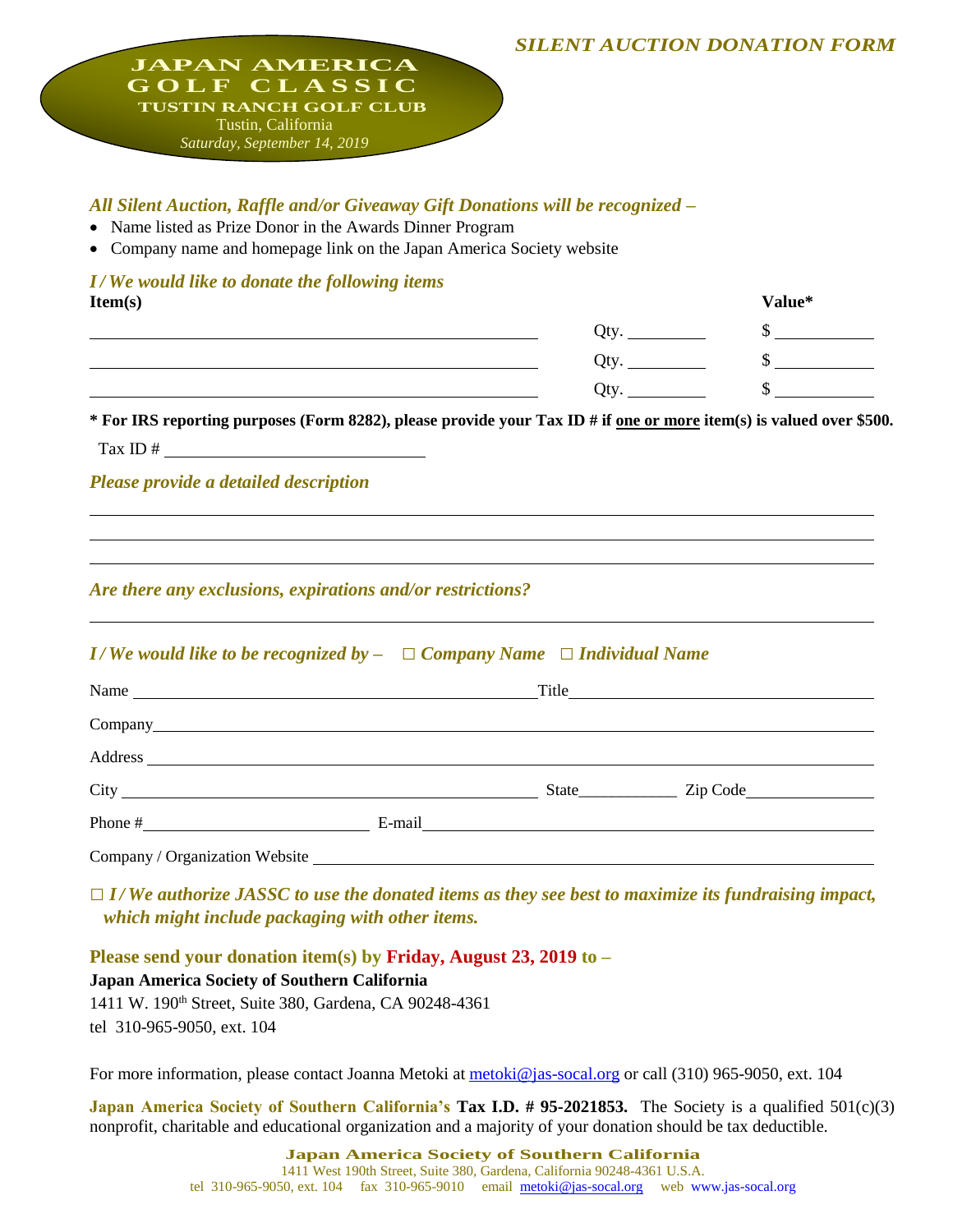*SILENT AUCTION DONATION FORM*

**JAPAN AMERICA GOLF CLASSIC**
**TUSTIN RANCH GOLF CLUB**
Tustin, California
*Saturday, September 14, 2019*

***All Silent Auction, Raffle and/or Giveaway Gift Donations will be recognized –***

- Name listed as Prize Donor in the Awards Dinner Program
- Company name and homepage link on the Japan America Society website

***I / We would like to donate the following items***

| Item(s) | | Value* |
|---|---|---|
| ________________________ | Qty. ________ | $ __________ |
| ________________________ | Qty. ________ | $ __________ |
| ________________________ | Qty. ________ | $ __________ |

**\* For IRS reporting purposes (Form 8282), please provide your Tax ID # if one or more item(s) is valued over $500.**

Tax ID # ______________________________

***Please provide a detailed description***

______________________________________________________________________

______________________________________________________________________

______________________________________________________________________

***Are there any exclusions, expirations and/or restrictions?***

______________________________________________________________________

***I / We would like to be recognized by – ☐ Company Name ☐ Individual Name***

Name ______________________________ Title ______________________________

Company ______________________________________________________________

Address ______________________________________________________________

City ______________________________ State ____________ Zip Code ______________

Phone # ______________________ E-mail __________________________________

Company / Organization Website _________________________________________

***☐ I / We authorize JASSC to use the donated items as they see best to maximize its fundraising impact, which might include packaging with other items.***

**Please send your donation item(s) by Friday, August 23, 2019 to –**

**Japan America Society of Southern California**
1411 W. 190th Street, Suite 380, Gardena, CA 90248-4361
tel 310-965-9050, ext. 104

For more information, please contact Joanna Metoki at metoki@jas-socal.org or call (310) 965-9050, ext. 104

**Japan America Society of Southern California's Tax I.D. # 95-2021853.** The Society is a qualified 501(c)(3) nonprofit, charitable and educational organization and a majority of your donation should be tax deductible.

**Japan America Society of Southern California**
1411 West 190th Street, Suite 380, Gardena, California 90248-4361 U.S.A.
tel 310-965-9050, ext. 104 fax 310-965-9010 email metoki@jas-socal.org web www.jas-socal.org